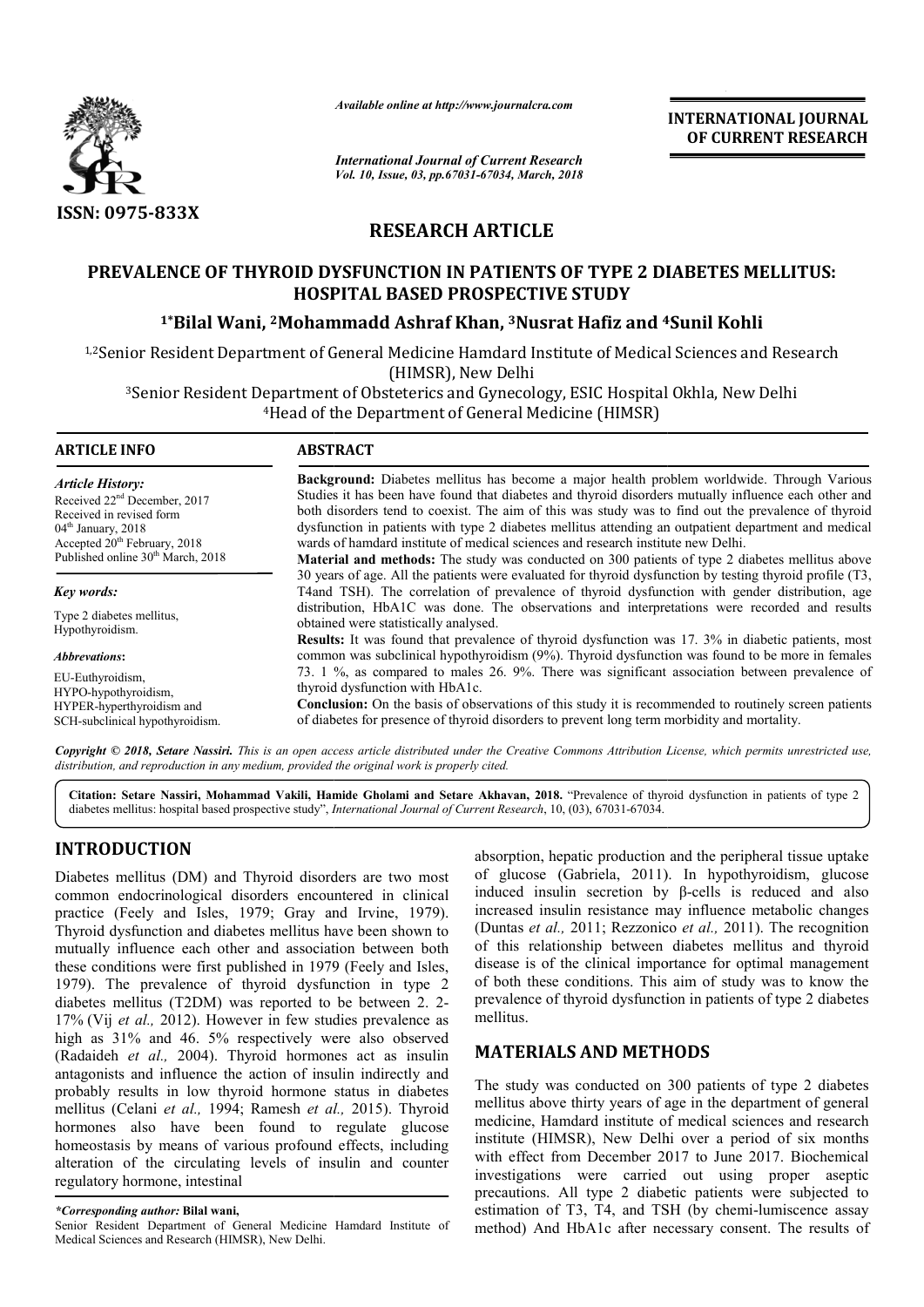*Available online at http://www.journalcra.com*

*International Journal of Current Research*
*Vol. 10, Issue, 03, pp.67031-67034, March, 2018*

**INTERNATIONAL JOURNAL OF CURRENT RESEARCH**

ISSN: 0975-833X

## RESEARCH ARTICLE

# PREVALENCE OF THYROID DYSFUNCTION IN PATIENTS OF TYPE 2 DIABETES MELLITUS: HOSPITAL BASED PROSPECTIVE STUDY

**[1*]Bilal Wani, [2]Mohammadd Ashraf Khan, [3]Nusrat Hafiz and [4]Sunil Kohli**

[1,2]Senior Resident Department of General Medicine Hamdard Institute of Medical Sciences and Research (HIMSR), New Delhi

[3]Senior Resident Department of Obsteterics and Gynecology, ESIC Hospital Okhla, New Delhi

[4]Head of the Department of General Medicine (HIMSR)

### ARTICLE INFO

*Article History:*

Received 22[nd] December, 2017
Received in revised form
04[th] January, 2018
Accepted 20[th] February, 2018
Published online 30[th] March, 2018

*Key words:*

Type 2 diabetes mellitus,
Hypothyroidism.

*Abbrevations*:

EU-Euthyroidism,
HYPO-hypothyroidism,
HYPER-hyperthyroidism and
SCH-subelinical hypothyroidism.

### ABSTRACT

**Background:** Diabetes mellitus has become a major health problem worldwide. Through Various Studies it has been have found that diabetes and thyroid disorders mutually influence each other and both disorders tend to coexist. The aim of this was study was to find out the prevalence of thyroid dysfunction in patients with type 2 diabetes mellitus attending an outpatient department and medical wards of hamdard institute of medical sciences and research institute new Delhi.

**Material and methods:** The study was conducted on 300 patients of type 2 diabetes mellitus above 30 years of age. All the patients were evaluated for thyroid dysfunction by testing thyroid profile (T3, T4and TSH). The correlation of prevalence of thyroid dysfunction with gender distribution, age distribution, HbA1C was done. The observations and interpretations were recorded and results obtained were statistically analysed.

**Results:** It was found that prevalence of thyroid dysfunction was 17. 3% in diabetic patients, most common was subclinical hypothyroidism (9%). Thyroid dysfunction was found to be more in females 73. 1 %, as compared to males 26. 9%. There was significant association between prevalence of thyroid dysfunction with HbA1c.

**Conclusion:** On the basis of observations of this study it is recommended to routinely screen patients of diabetes for presence of thyroid disorders to prevent long term morbidity and mortality.

*Copyright © 2018, Setare Nassiri. This is an open access article distributed under the Creative Commons Attribution License, which permits unrestricted use, distribution, and reproduction in any medium, provided the original work is properly cited.*

**Citation: Setare Nassiri, Mohammad Vakili, Hamide Gholami and Setare Akhavan, 2018.** "Prevalence of thyroid dysfunction in patients of type 2 diabetes mellitus: hospital based prospective study", *International Journal of Current Research*, 10, (03), 67031-67034.

## INTRODUCTION

Diabetes mellitus (DM) and Thyroid disorders are two most common endocrinological disorders encountered in clinical practice (Feely and Isles, 1979; Gray and Irvine, 1979). Thyroid dysfunction and diabetes mellitus have been shown to mutually influence each other and association between both these conditions were first published in 1979 (Feely and Isles, 1979). The prevalence of thyroid dysfunction in type 2 diabetes mellitus (T2DM) was reported to be between 2. 2-17% (Vij *et al.,* 2012). However in few studies prevalence as high as 31% and 46. 5% respectively were also observed (Radaideh *et al.,* 2004). Thyroid hormones act as insulin antagonists and influence the action of insulin indirectly and probably results in low thyroid hormone status in diabetes mellitus (Celani *et al.,* 1994; Ramesh *et al.,* 2015). Thyroid hormones also have been found to regulate glucose homeostasis by means of various profound effects, including alteration of the circulating levels of insulin and counter regulatory hormone, intestinal absorption, hepatic production and the peripheral tissue uptake of glucose (Gabriela, 2011). In hypothyroidism, glucose induced insulin secretion by β-cells is reduced and also increased insulin resistance may influence metabolic changes (Duntas *et al.,* 2011; Rezzonico *et al.,* 2011). The recognition of this relationship between diabetes mellitus and thyroid disease is of the clinical importance for optimal management of both these conditions. This aim of study was to know the prevalence of thyroid dysfunction in patients of type 2 diabetes mellitus.

## MATERIALS AND METHODS

The study was conducted on 300 patients of type 2 diabetes mellitus above thirty years of age in the department of general medicine, Hamdard institute of medical sciences and research institute (HIMSR), New Delhi over a period of six months with effect from December 2017 to June 2017. Biochemical investigations were carried out using proper aseptic precautions. All type 2 diabetic patients were subjected to estimation of T3, T4, and TSH (by chemi-lumiscence assay method) And HbA1c after necessary consent. The results of

*\*Corresponding author:* **Bilal wani,**
Senior Resident Department of General Medicine Hamdard Institute of Medical Sciences and Research (HIMSR), New Delhi.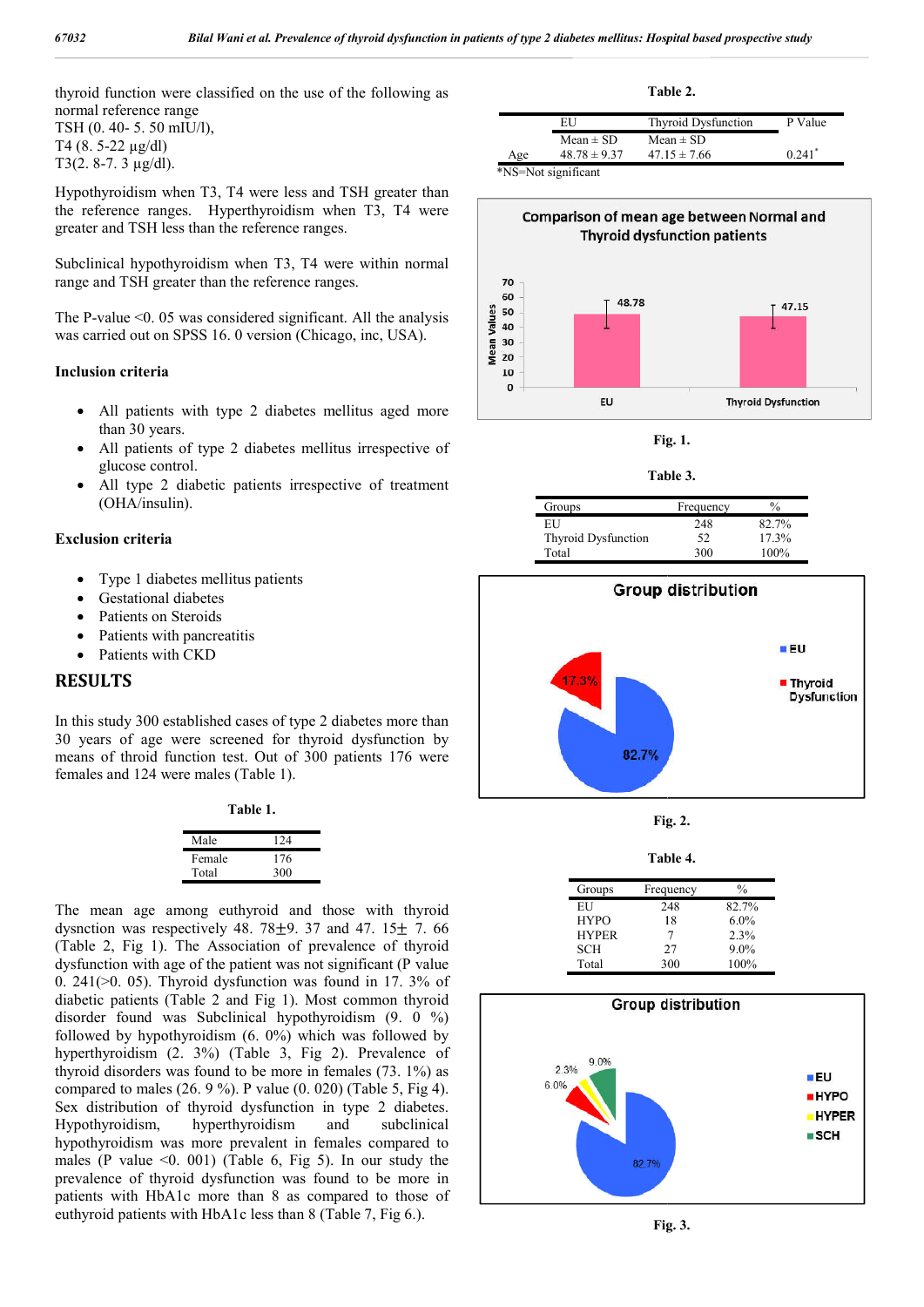thyroid function were classified on the use of the following as normal reference range

TSH (0. 40- 5. 50 mIU/l),

T4 (8. 5-22 µg/dl)

T3(2. 8-7. 3 µg/dl).

Hypothyroidism when T3, T4 were less and TSH greater than the reference ranges. Hyperthyroidism when T3, T4 were greater and TSH less than the reference ranges.

Subclinical hypothyroidism when T3, T4 were within normal range and TSH greater than the reference ranges.

The P-value <0. 05 was considered significant. All the analysis was carried out on SPSS 16. 0 version (Chicago, inc, USA).

### Inclusion criteria

- All patients with type 2 diabetes mellitus aged more than 30 years.
- All patients of type 2 diabetes mellitus irrespective of glucose control.
- All type 2 diabetic patients irrespective of treatment (OHA/insulin).

### Exclusion criteria

- Type 1 diabetes mellitus patients
- Gestational diabetes
- Patients on Steroids
- Patients with pancreatitis
- Patients with CKD

## RESULTS

In this study 300 established cases of type 2 diabetes more than 30 years of age were screened for thyroid dysfunction by means of throid function test. Out of 300 patients 176 were females and 124 were males (Table 1).

**Table 1.**

| | |
|---|---|
| Male | 124 |
| Female | 176 |
| Total | 300 |

The mean age among euthyroid and those with thyroid dysnction was respectively 48. 78±9. 37 and 47. 15± 7. 66 (Table 2, Fig 1). The Association of prevalence of thyroid dysfunction with age of the patient was not significant (P value 0. 241(>0. 05). Thyroid dysfunction was found in 17. 3% of diabetic patients (Table 2 and Fig 1). Most common thyroid disorder found was Subclinical hypothyroidism (9. 0 %) followed by hypothyroidism (6. 0%) which was followed by hyperthyroidism (2. 3%) (Table 3, Fig 2). Prevalence of thyroid disorders was found to be more in females (73. 1%) as compared to males (26. 9 %). P value (0. 020) (Table 5, Fig 4). Sex distribution of thyroid dysfunction in type 2 diabetes. Hypothyroidism, hyperthyroidism and subclinical hypothyroidism was more prevalent in females compared to males (P value <0. 001) (Table 6, Fig 5). In our study the prevalence of thyroid dysfunction was found to be more in patients with HbA1c more than 8 as compared to those of euthyroid patients with HbA1c less than 8 (Table 7, Fig 6.).

**Table 2.**

| | EU | Thyroid Dysfunction | P Value |
|---|---|---|---|
| | Mean ± SD | Mean ± SD | |
| Age | 48.78 ± 9.37 | 47.15 ± 7.66 | 0.241* |

*NS=Not significant

**Fig. 1.**

**Table 3.**

| Groups | Frequency | % |
|---|---|---|
| EU | 248 | 82.7% |
| Thyroid Dysfunction | 52 | 17.3% |
| Total | 300 | 100% |

**Fig. 2.**

**Table 4.**

| Groups | Frequency | % |
|---|---|---|
| EU | 248 | 82.7% |
| HYPO | 18 | 6.0% |
| HYPER | 7 | 2.3% |
| SCH | 27 | 9.0% |
| Total | 300 | 100% |

**Fig. 3.**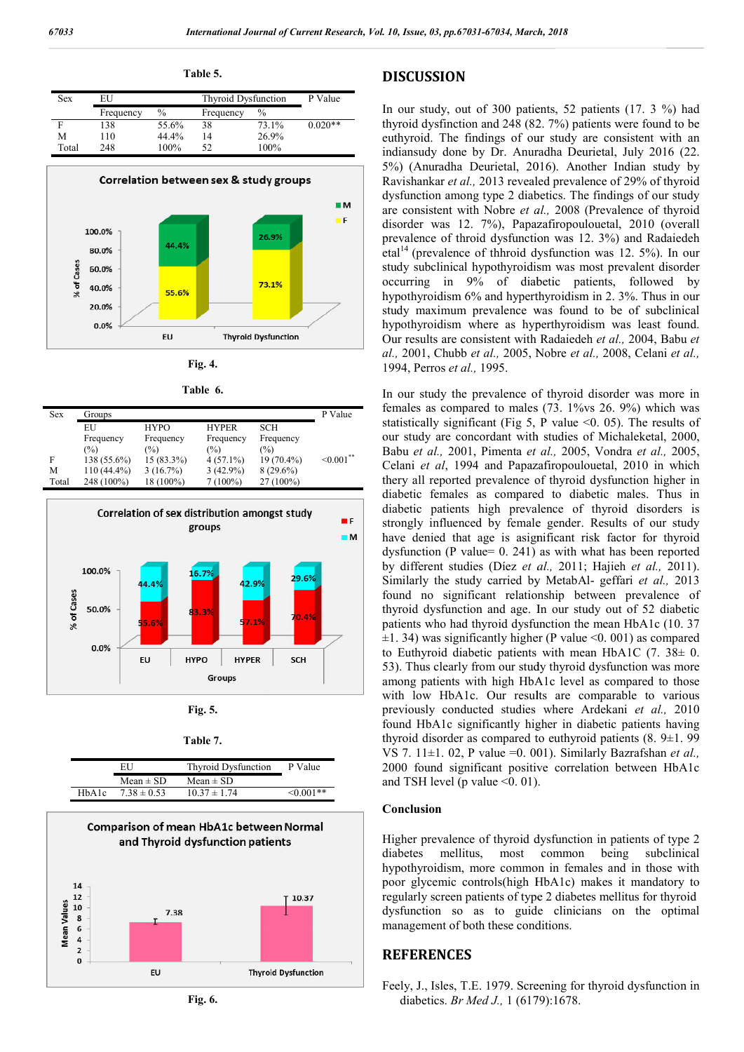**Table 5.**

| Sex | EU | | Thyroid Dysfunction | | P Value |
|---|---|---|---|---|---|
| | Frequency | % | Frequency | % | |
| F | 138 | 55.6% | 38 | 73.1% | 0.020** |
| M | 110 | 44.4% | 14 | 26.9% | |
| Total | 248 | 100% | 52 | 100% | |

Fig. 4.

**Table 6.**

| Sex | Groups | | | | P Value |
|---|---|---|---|---|---|
| | EU Frequency (%) | HYPO Frequency (%) | HYPER Frequency (%) | SCH Frequency (%) | |
| F | 138 (55.6%) | 15 (83.3%) | 4 (57.1%) | 19 (70.4%) | <0.001** |
| M | 110 (44.4%) | 3 (16.7%) | 3 (42.9%) | 8 (29.6%) | |
| Total | 248 (100%) | 18 (100%) | 7 (100%) | 27 (100%) | |

Fig. 5.

**Table 7.**

| | EU | Thyroid Dysfunction | P Value |
|---|---|---|---|
| | Mean ± SD | Mean ± SD | |
| HbA1c | 7.38 ± 0.53 | 10.37 ± 1.74 | <0.001** |

Fig. 6.

## DISCUSSION

In our study, out of 300 patients, 52 patients (17. 3 %) had thyroid dysfunction and 248 (82. 7%) patients were found to be euthyroid. The findings of our study are consistent with an indiansudy done by Dr. Anuradha Deurietal, July 2016 (22. 5%) (Anuradha Deurietal, 2016). Another Indian study by Ravishankar *et al.,* 2013 revealed prevalence of 29% of thyroid dysfunction among type 2 diabetics. The findings of our study are consistent with Nobre *et al.,* 2008 (Prevalence of thyroid disorder was 12. 7%), Papazafiropoulouetal, 2010 (overall prevalence of throid dysfunction was 12. 3%) and Radaiedeh etal[14] (prevalence of thhroid dysfunction was 12. 5%). In our study subclinical hypothyroidism was most prevalent disorder occurring in 9% of diabetic patients, followed by hypothyroidism 6% and hyperthyroidism in 2. 3%. Thus in our study maximum prevalence was found to be of subclinical hypothyroidism where as hyperthyroidism was least found. Our results are consistent with Radaiedeh *et al.,* 2004, Babu *et al.,* 2001, Chubb *et al.,* 2005, Nobre *et al.,* 2008, Celani *et al.,* 1994, Perros *et al.,* 1995.

In our study the prevalence of thyroid disorder was more in females as compared to males (73. 1%vs 26. 9%) which was statistically significant (Fig 5, P value <0. 05). The results of our study are concordant with studies of Michaleketal, 2000, Babu *et al.,* 2001, Pimenta *et al.,* 2005, Vondra *et al.,* 2005, Celani *et al*, 1994 and Papazafiropoulouetal, 2010 in which thery all reported prevalence of thyroid dysfunction higher in diabetic females as compared to diabetic males. Thus in diabetic patients high prevalence of thyroid disorders is strongly influenced by female gender. Results of our study have denied that age is asignificant risk factor for thyroid dysfunction (P value= 0. 241) as with what has been reported by different studies (Díez *et al.,* 2011; Hajieh *et al.,* 2011). Similary the study carried by MetabAl- geffari *et al.,* 2013 found no significant relationship between prevalence of thyroid dysfunction and age. In our study out of 52 diabetic patients who had thyroid dysfunction the mean HbA1c (10. 37 ±1. 34) was significantly higher (P value <0. 001) as compared to Euthyroid diabetic patients with mean HbA1C (7. 38± 0. 53). Thus clearly from our study thyroid dysfunction was more among patients with high HbA1c level as compared to those with low HbA1c. Our results are comparable to various previously conducted studies where Ardekani *et al.,* 2010 found HbA1c significantly higher in diabetic patients having thyroid disorder as compared to euthyroid patients (8. 9±1. 99 VS 7. 11±1. 02, P value =0. 001). Similarly Bazrafshan *et al.,* 2000 found significant positive correlation between HbA1c and TSH level (p value <0. 01).

### Conclusion

Higher prevalence of thyroid dysfunction in patients of type 2 diabetes mellitus, most common being subclinical hypothyroidism, more common in females and in those with poor glycemic controls(high HbA1c) makes it mandatory to regularly screen patients of type 2 diabetes mellitus for thyroid dysfunction so as to guide clinicians on the optimal management of both these conditions.

## REFERENCES

Feely, J., Isles, T.E. 1979. Screening for thyroid dysfunction in diabetics. *Br Med J.,* 1 (6179):1678.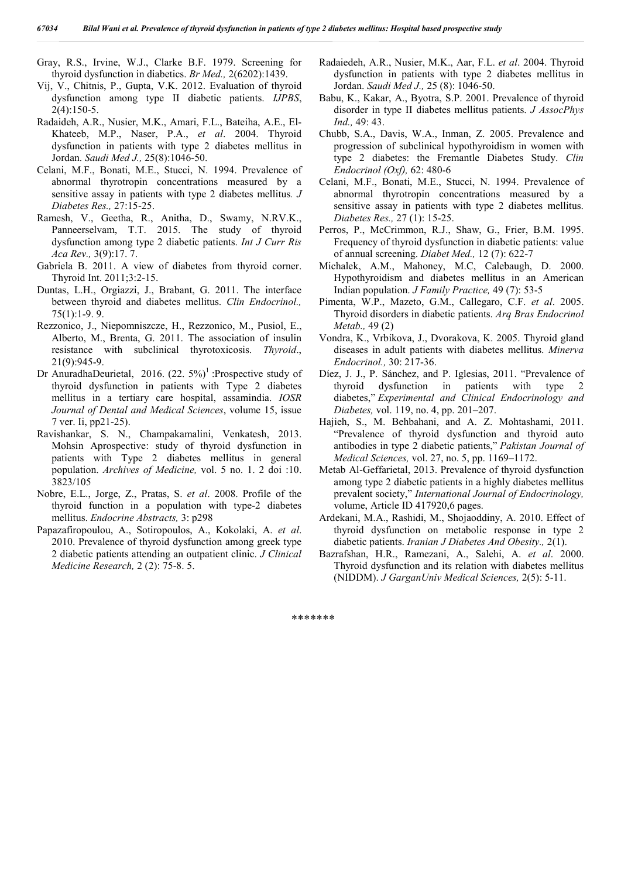Gray, R.S., Irvine, W.J., Clarke B.F. 1979. Screening for thyroid dysfunction in diabetics. *Br Med.,* 2(6202):1439.

Vij, V., Chitnis, P., Gupta, V.K. 2012. Evaluation of thyroid dysfunction among type II diabetic patients. *IJPBS*, 2(4):150-5.

Radaideh, A.R., Nusier, M.K., Amari, F.L., Bateiha, A.E., El-Khateeb, M.P., Naser, P.A., *et al*. 2004. Thyroid dysfunction in patients with type 2 diabetes mellitus in Jordan. *Saudi Med J.,* 25(8):1046-50.

Celani, M.F., Bonati, M.E., Stucci, N. 1994. Prevalence of abnormal thyrotropin concentrations measured by a sensitive assay in patients with type 2 diabetes mellitus*. J Diabetes Res.,* 27:15-25.

Ramesh, V., Geetha, R., Anitha, D., Swamy, N.RV.K., Panneerselvam, T.T. 2015. The study of thyroid dysfunction among type 2 diabetic patients. *Int J Curr Ris Aca Rev.,* 3(9):17. 7.

Gabriela B. 2011. A view of diabetes from thyroid corner. Thyroid Int. 2011;3:2-15.

Duntas, L.H., Orgiazzi, J., Brabant, G. 2011. The interface between thyroid and diabetes mellitus. *Clin Endocrinol.,* 75(1):1-9. 9.

Rezzonico, J., Niepomniszcze, H., Rezzonico, M., Pusiol, E., Alberto, M., Brenta, G. 2011. The association of insulin resistance with subclinical thyrotoxicosis. *Thyroid*., 21(9):945-9.

Dr AnuradhaDeurietal, 2016. (22. 5%)[1] :Prospective study of thyroid dysfunction in patients with Type 2 diabetes mellitus in a tertiary care hospital, assamindia. *IOSR Journal of Dental and Medical Sciences*, volume 15, issue 7 ver. Ii, pp21-25).

Ravishankar, S. N., Champakamalini, Venkatesh, 2013. Mohsin Aprospective: study of thyroid dysfunction in patients with Type 2 diabetes mellitus in general population. *Archives of Medicine,* vol. 5 no. 1. 2 doi :10. 3823/105

Nobre, E.L., Jorge, Z., Pratas, S. *et al*. 2008. Profile of the thyroid function in a population with type-2 diabetes mellitus. *Endocrine Abstracts,* 3: p298

Papazafiropoulou, A., Sotiropoulos, A., Kokolaki, A. *et al*. 2010. Prevalence of thyroid dysfunction among greek type 2 diabetic patients attending an outpatient clinic. *J Clinical Medicine Research,* 2 (2): 75-8. 5.

Radaiedeh, A.R., Nusier, M.K., Aar, F.L. *et al*. 2004. Thyroid dysfunction in patients with type 2 diabetes mellitus in Jordan. *Saudi Med J.,* 25 (8): 1046-50.

Babu, K., Kakar, A., Byotra, S.P. 2001. Prevalence of thyroid disorder in type II diabetes mellitus patients. *J AssocPhys Ind.,* 49: 43.

Chubb, S.A., Davis, W.A., Inman, Z. 2005. Prevalence and progression of subclinical hypothyroidism in women with type 2 diabetes: the Fremantle Diabetes Study. *Clin Endocrinol (Oxf),* 62: 480-6

Celani, M.F., Bonati, M.E., Stucci, N. 1994. Prevalence of abnormal thyrotropin concentrations measured by a sensitive assay in patients with type 2 diabetes mellitus. *Diabetes Res.,* 27 (1): 15-25.

Perros, P., McCrimmon, R.J., Shaw, G., Frier, B.M. 1995. Frequency of thyroid dysfunction in diabetic patients: value of annual screening. *Diabet Med.,* 12 (7): 622-7

Michalek, A.M., Mahoney, M.C, Calebaugh, D. 2000. Hypothyroidism and diabetes mellitus in an American Indian population. *J Family Practice,* 49 (7): 53-5

Pimenta, W.P., Mazeto, G.M., Callegaro, C.F. *et al*. 2005. Thyroid disorders in diabetic patients. *Arq Bras Endocrinol Metab.,* 49 (2)

Vondra, K., Vrbikova, J., Dvorakova, K. 2005. Thyroid gland diseases in adult patients with diabetes mellitus. *Minerva Endocrinol.,* 30: 217-36.

Díez, J. J., P. Sánchez, and P. Iglesias, 2011. "Prevalence of thyroid dysfunction in patients with type 2 diabetes," *Experimental and Clinical Endocrinology and Diabetes,* vol. 119, no. 4, pp. 201–207.

Hajieh, S., M. Behbahani, and A. Z. Mohtashami, 2011. "Prevalence of thyroid dysfunction and thyroid auto antibodies in type 2 diabetic patients," *Pakistan Journal of Medical Sciences,* vol. 27, no. 5, pp. 1169–1172.

Metab Al-Geffarietal, 2013. Prevalence of thyroid dysfunction among type 2 diabetic patients in a highly diabetes mellitus prevalent society," *International Journal of Endocrinology,* volume, Article ID 417920,6 pages.

Ardekani, M.A., Rashidi, M., Shojaoddiny, A. 2010. Effect of thyroid dysfunction on metabolic response in type 2 diabetic patients. *Iranian J Diabetes And Obesity.,* 2(1).

Bazrafshan, H.R., Ramezani, A., Salehi, A. *et al*. 2000. Thyroid dysfunction and its relation with diabetes mellitus (NIDDM). *J GarganUniv Medical Sciences,* 2(5): 5-11.

*******